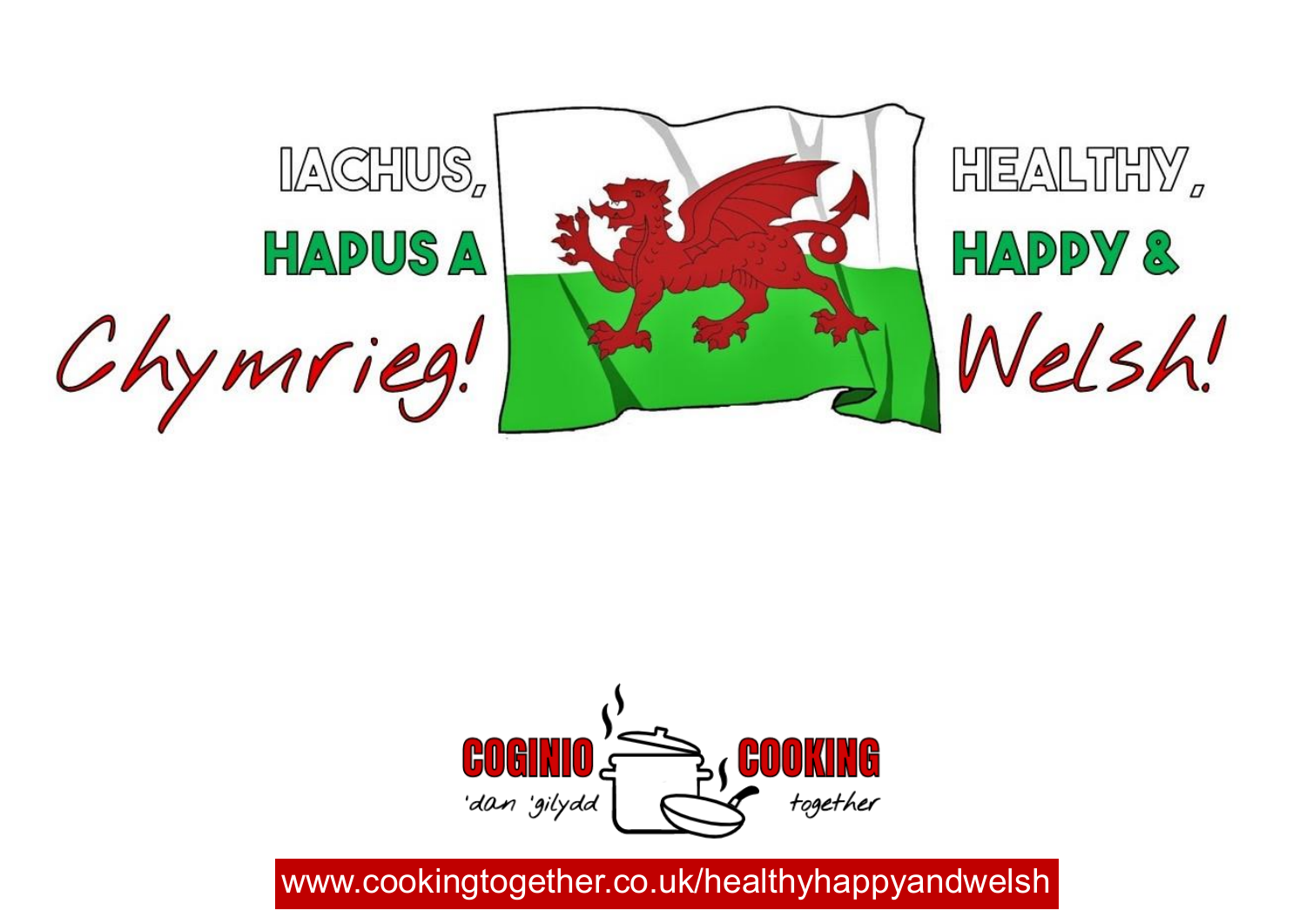# IACHUS, HAPUS A *Chymrieg!*

# HEALTHY, HAPPY & *Welsh!*

**COGINIO** *'dan 'gilydd* **COOKING** *together*

www.cookingtogether.co.uk/healthyhappyandwelsh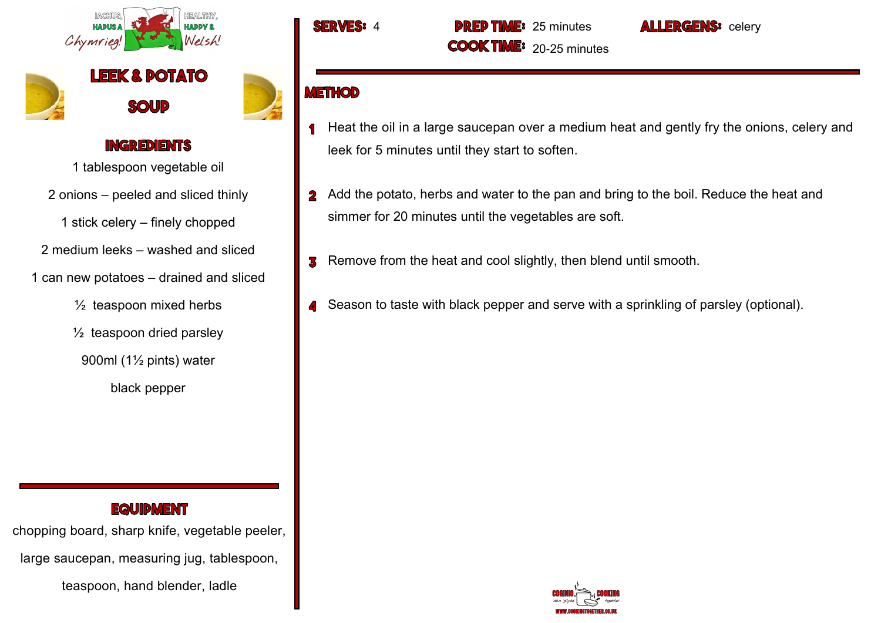IACHUS, HAPUS A Chymrieg! HEALTHY, HAPPY & Welsh!

# LEEK & POTATO SOUP

## INGREDIENTS

1 tablespoon vegetable oil

2 onions – peeled and sliced thinly

1 stick celery – finely chopped

2 medium leeks – washed and sliced

1 can new potatoes – drained and sliced

½ teaspoon mixed herbs

½ teaspoon dried parsley

900ml (1½ pints) water

black pepper

## EQUIPMENT

chopping board, sharp knife, vegetable peeler, large saucepan, measuring jug, tablespoon, teaspoon, hand blender, ladle

**SERVES:** 4

**PREP TIME:** 25 minutes

**COOK TIME:** 20-25 minutes

**ALLERGENS:** celery

## METHOD

1. Heat the oil in a large saucepan over a medium heat and gently fry the onions, celery and leek for 5 minutes until they start to soften.
2. Add the potato, herbs and water to the pan and bring to the boil. Reduce the heat and simmer for 20 minutes until the vegetables are soft.
3. Remove from the heat and cool slightly, then blend until smooth.
4. Season to taste with black pepper and serve with a sprinkling of parsley (optional).

COGINIO 'dan gilydd COOKING together WWW.COOKINGTOGETHER.CO.UK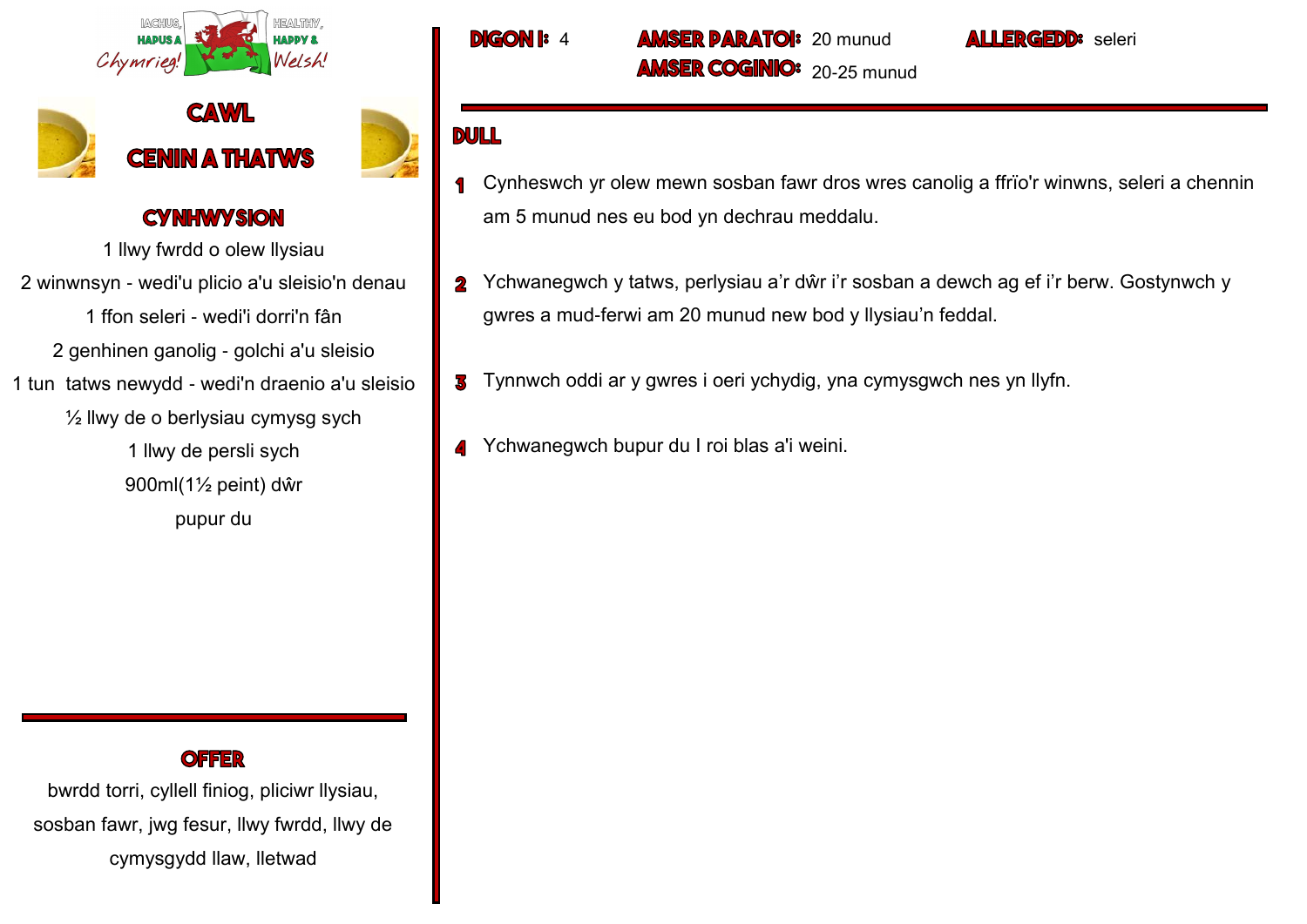# CAWL CENIN A THATWS

## CYNHWYSION

1 llwy fwrdd o olew llysiau

2 winwnsyn - wedi'u plicio a'u sleisio'n denau

1 ffon seleri - wedi'i dorri'n fân

2 genhinen ganolig - golchi a'u sleisio

1 tun tatws newydd - wedi'n draenio a'u sleisio

½ llwy de o berlysiau cymysg sych

1 llwy de persli sych

900ml(1½ peint) dŵr

pupur du

## OFFER

bwrdd torri, cyllell finiog, pliciwr llysiau, sosban fawr, jwg fesur, llwy fwrdd, llwy de cymysgydd llaw, lletwad

**DIGON I:** 4

**AMSER PARATOI:** 20 munud

**AMSER COGINIO:** 20-25 munud

**ALLERGEDD:** seleri

## DULL

1. Cynheswch yr olew mewn sosban fawr dros wres canolig a ffrïo'r winwns, seleri a chennin am 5 munud nes eu bod yn dechrau meddalu.
2. Ychwanegwch y tatws, perlysiau a'r dŵr i'r sosban a dewch ag ef i'r berw. Gostynwch y gwres a mud-ferwi am 20 munud new bod y llysiau'n feddal.
3. Tynnwch oddi ar y gwres i oeri ychydig, yna cymysgwch nes yn llyfn.
4. Ychwanegwch bupur du I roi blas a'i weini.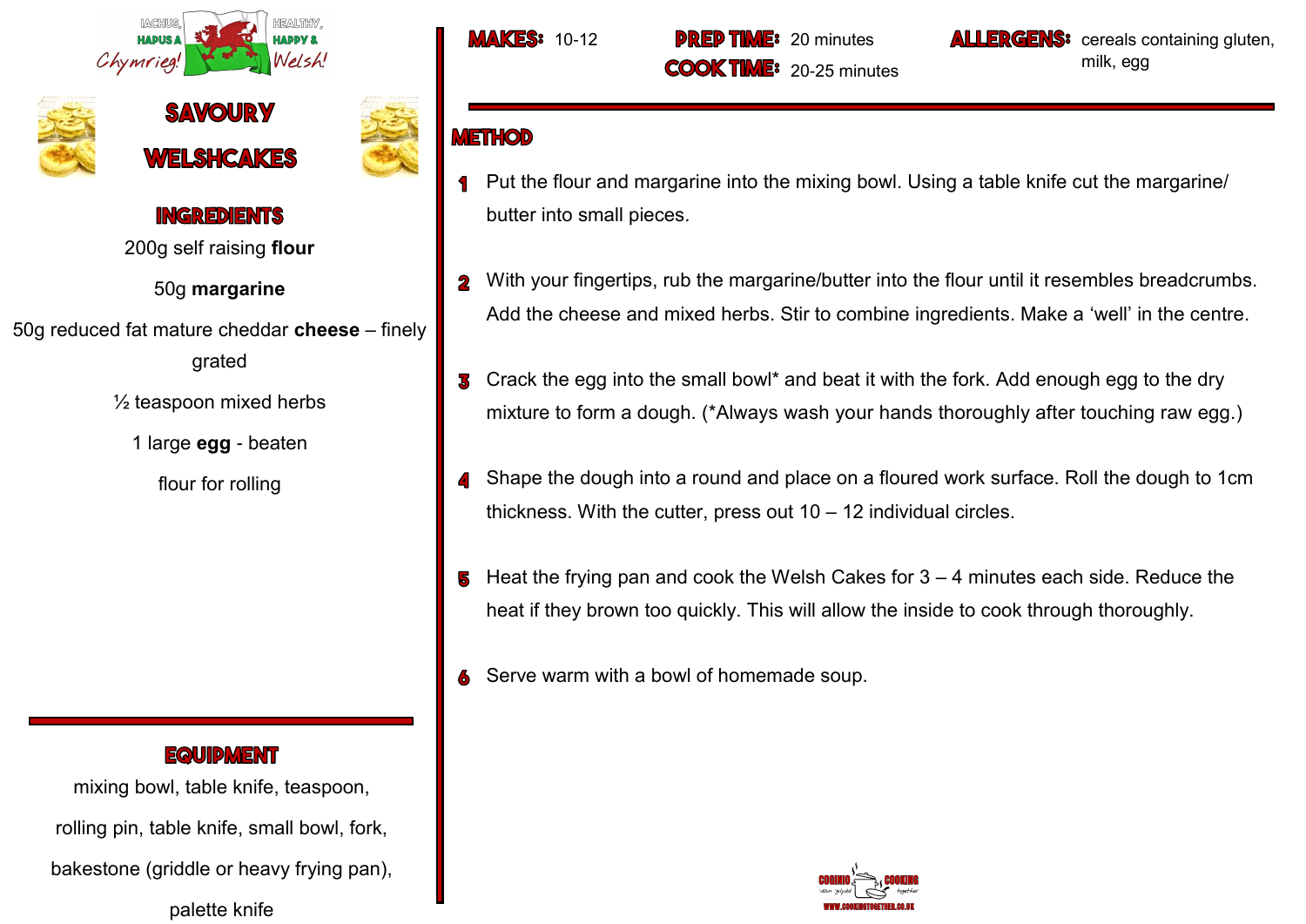# SAVOURY WELSHCAKES

**MAKES:** 10-12

**PREP TIME:** 20 minutes
**COOK TIME:** 20-25 minutes

**ALLERGENS:** cereals containing gluten, milk, egg

## INGREDIENTS

200g self raising **flour**

50g **margarine**

50g reduced fat mature cheddar **cheese** – finely grated

½ teaspoon mixed herbs

1 large **egg** - beaten

flour for rolling

## EQUIPMENT

mixing bowl, table knife, teaspoon,

rolling pin, table knife, small bowl, fork,

bakestone (griddle or heavy frying pan),

palette knife

## METHOD

1. Put the flour and margarine into the mixing bowl. Using a table knife cut the margarine/butter into small pieces.

2. With your fingertips, rub the margarine/butter into the flour until it resembles breadcrumbs. Add the cheese and mixed herbs. Stir to combine ingredients. Make a 'well' in the centre.

3. Crack the egg into the small bowl* and beat it with the fork. Add enough egg to the dry mixture to form a dough. (*Always wash your hands thoroughly after touching raw egg.)

4. Shape the dough into a round and place on a floured work surface. Roll the dough to 1cm thickness. With the cutter, press out 10 – 12 individual circles.

5. Heat the frying pan and cook the Welsh Cakes for 3 – 4 minutes each side. Reduce the heat if they brown too quickly. This will allow the inside to cook through thoroughly.

6. Serve warm with a bowl of homemade soup.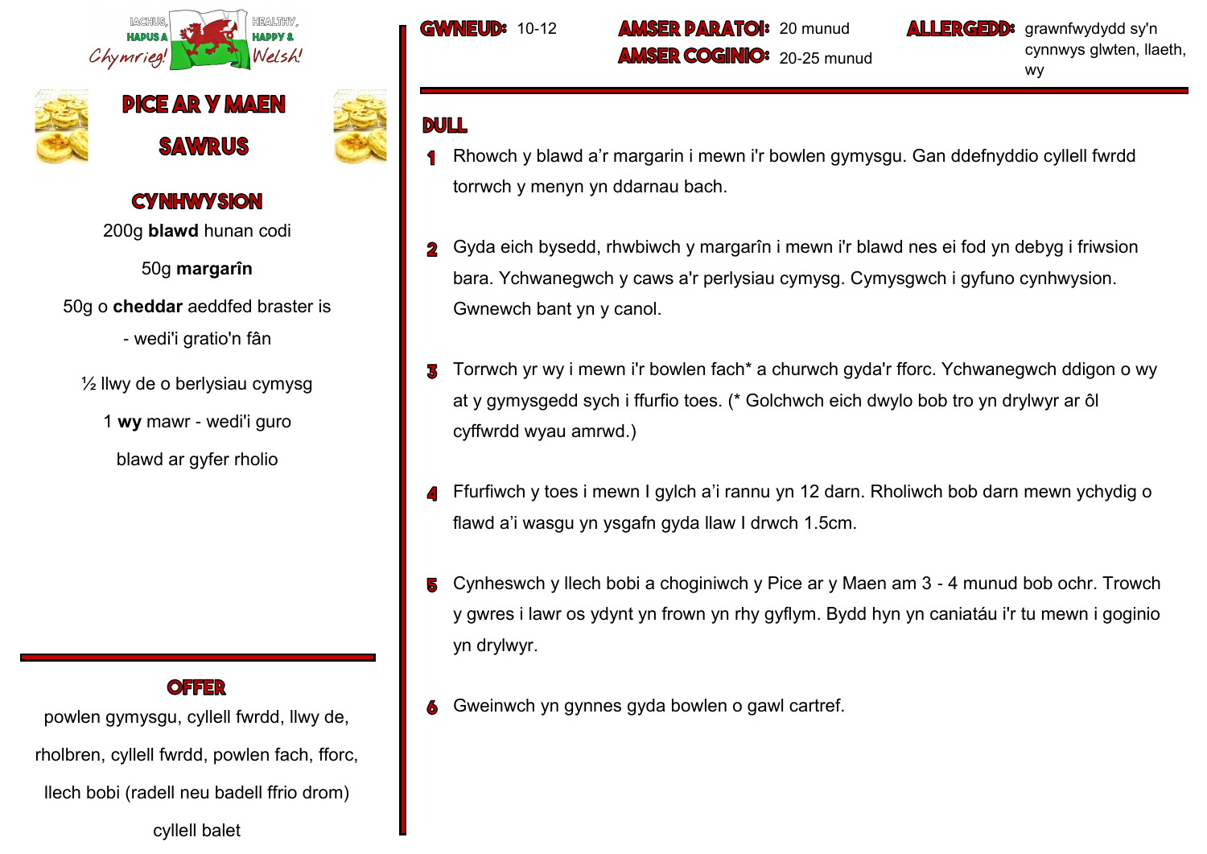IACHUS, HAPUS A Chymreig! | HEALTHY, HAPPY & Welsh!

# PICE AR Y MAEN SAWRUS

## CYNHWYSION

200g **blawd** hunan codi

50g **margarîn**

50g o **cheddar** aeddfed braster is - wedi'i gratio'n fân

½ llwy de o berlysiau cymysg

1 **wy** mawr - wedi'i guro

blawd ar gyfer rholio

## OFFER

powlen gymysgu, cyllell fwrdd, llwy de, rholbren, cyllell fwrdd, powlen fach, fforc, llech bobi (radell neu badell ffrio drom) cyllell balet

**GWNEUD:** 10-12

**AMSER PARATOI:** 20 munud

**AMSER COGINIO:** 20-25 munud

**ALLERGEDD:** grawnfwydydd sy'n cynnwys glwten, llaeth, wy

## DULL

1. Rhowch y blawd a'r margarin i mewn i'r bowlen gymysgu. Gan ddefnyddio cyllell fwrdd torrwch y menyn yn ddarnau bach.
2. Gyda eich bysedd, rhwbiwch y margarîn i mewn i'r blawd nes ei fod yn debyg i friwsion bara. Ychwanegwch y caws a'r perlysiau cymysg. Cymysgwch i gyfuno cynhwysion. Gwnewch bant yn y canol.
3. Torrwch yr wy i mewn i'r bowlen fach* a churwch gyda'r fforc. Ychwanegwch ddigon o wy at y gymysgedd sych i ffurfio toes. (* Golchwch eich dwylo bob tro yn drylwyr ar ôl cyffwrdd wyau amrwd.)
4. Ffurfiwch y toes i mewn I gylch a'i rannu yn 12 darn. Rholiwch bob darn mewn ychydig o flawd a'i wasgu yn ysgafn gyda llaw I drwch 1.5cm.
5. Cynheswch y llech bobi a choginiwch y Pice ar y Maen am 3 - 4 munud bob ochr. Trowch y gwres i lawr os ydynt yn frown yn rhy gyflym. Bydd hyn yn caniatáu i'r tu mewn i goginio yn drylwyr.
6. Gweinwch yn gynnes gyda bowlen o gawl cartref.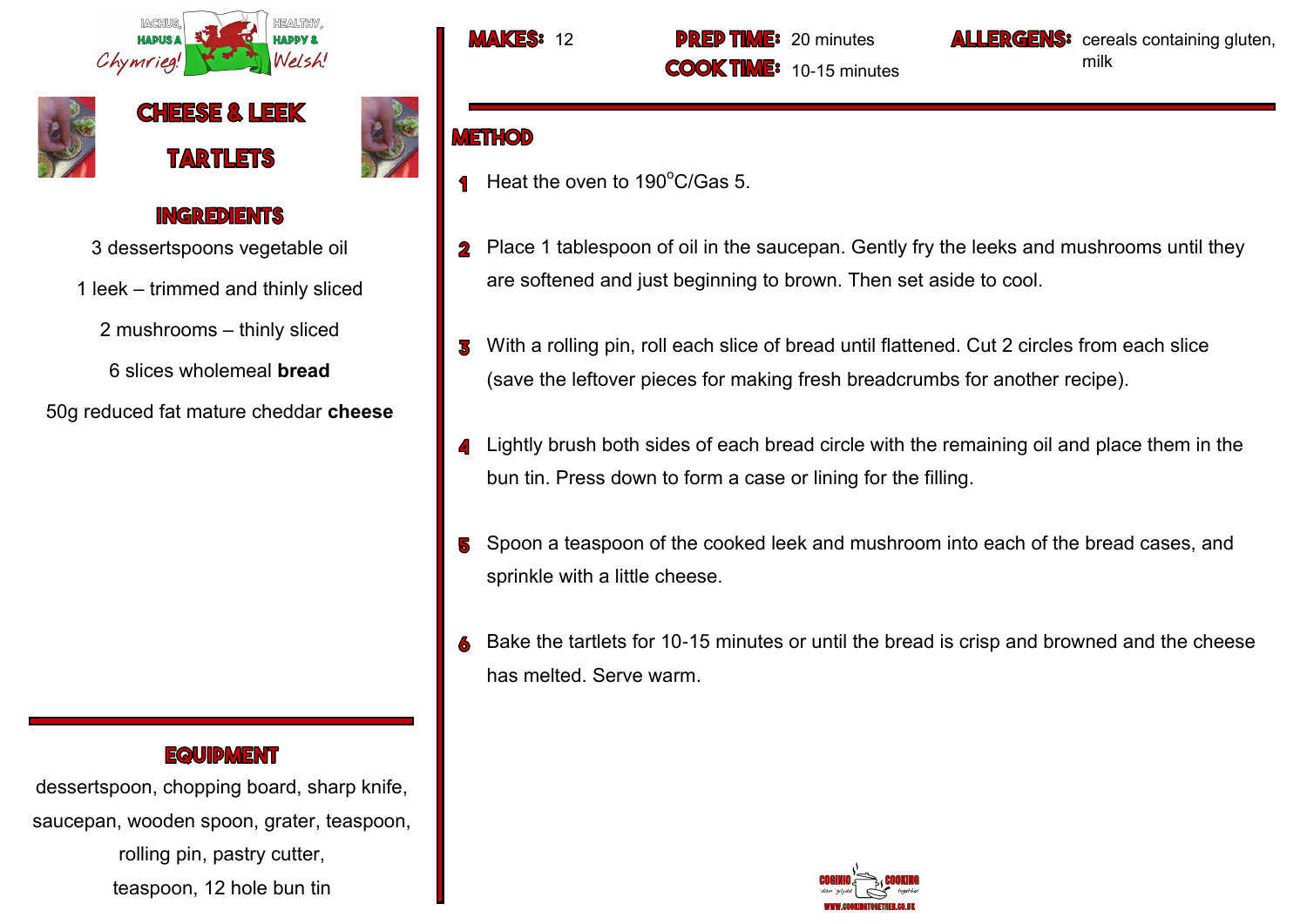# CHEESE & LEEK TARTLETS

## INGREDIENTS

3 dessertspoons vegetable oil

1 leek – trimmed and thinly sliced

2 mushrooms – thinly sliced

6 slices wholemeal **bread**

50g reduced fat mature cheddar **cheese**

## EQUIPMENT

dessertspoon, chopping board, sharp knife, saucepan, wooden spoon, grater, teaspoon, rolling pin, pastry cutter, teaspoon, 12 hole bun tin

**MAKES:** 12

**PREP TIME:** 20 minutes

**COOK TIME:** 10-15 minutes

**ALLERGENS:** cereals containing gluten, milk

## METHOD

1. Heat the oven to 190°C/Gas 5.
2. Place 1 tablespoon of oil in the saucepan. Gently fry the leeks and mushrooms until they are softened and just beginning to brown. Then set aside to cool.
3. With a rolling pin, roll each slice of bread until flattened. Cut 2 circles from each slice (save the leftover pieces for making fresh breadcrumbs for another recipe).
4. Lightly brush both sides of each bread circle with the remaining oil and place them in the bun tin. Press down to form a case or lining for the filling.
5. Spoon a teaspoon of the cooked leek and mushroom into each of the bread cases, and sprinkle with a little cheese.
6. Bake the tartlets for 10-15 minutes or until the bread is crisp and browned and the cheese has melted. Serve warm.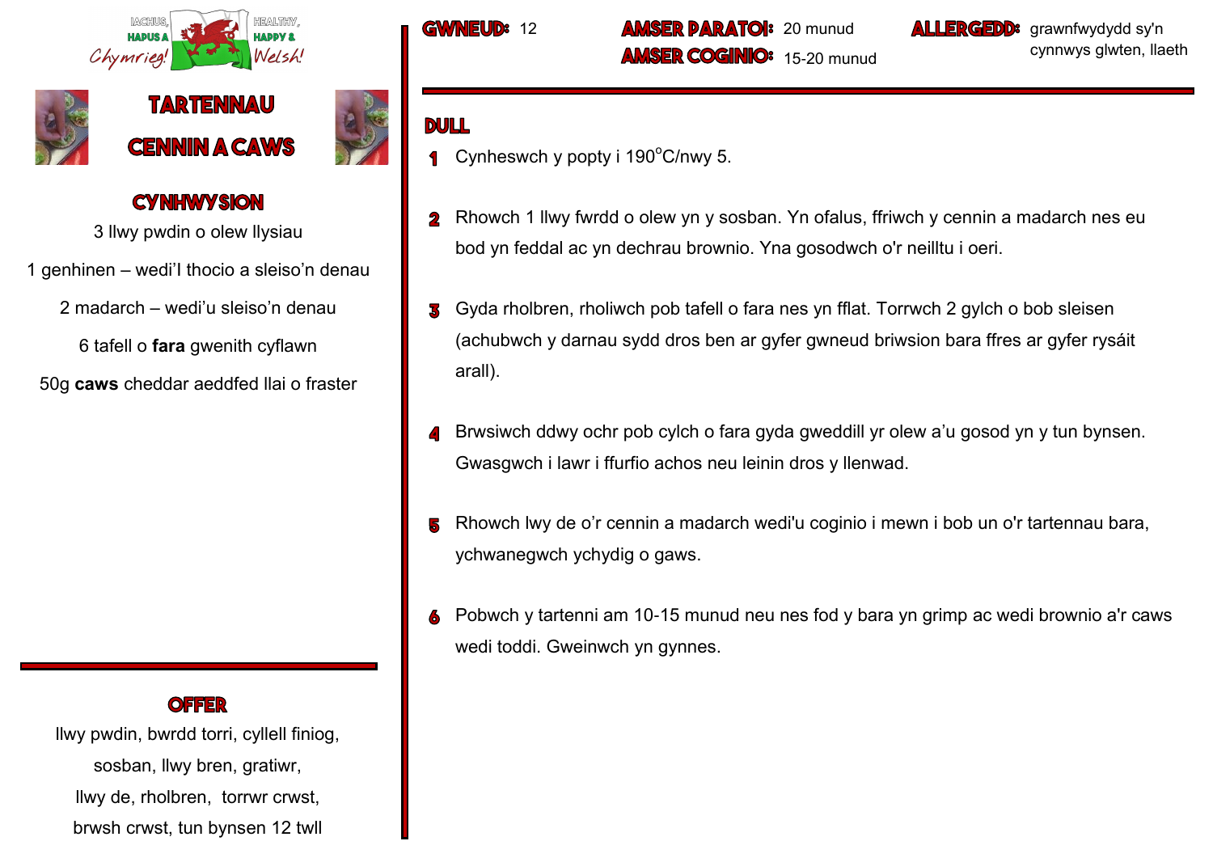IACHUS, HAPUS A Chymrieg! HEALTHY, HAPPY & Welsh!

# TARTENNAU CENNIN A CAWS

**GWNEUD:** 12

**AMSER PARATOI:** 20 munud

**AMSER COGINIO:** 15-20 munud

**ALLERGEDD:** grawnfwydydd sy'n cynnwys glwten, llaeth

## CYNHWYSION

3 llwy pwdin o olew llysiau

1 genhinen – wedi'l thocio a sleiso'n denau

2 madarch – wedi'u sleiso'n denau

6 tafell o **fara** gwenith cyflawn

50g **caws** cheddar aeddfed llai o fraster

## OFFER

llwy pwdin, bwrdd torri, cyllell finiog, sosban, llwy bren, gratiwr, llwy de, rholbren, torrwr crwst, brwsh crwst, tun bynsen 12 twll

## DULL

1. Cynheswch y popty i 190°C/nwy 5.
2. Rhowch 1 llwy fwrdd o olew yn y sosban. Yn ofalus, ffriwch y cennin a madarch nes eu bod yn feddal ac yn dechrau brownio. Yna gosodwch o'r neilltu i oeri.
3. Gyda rholbren, rholiwch pob tafell o fara nes yn fflat. Torrwch 2 gylch o bob sleisen (achubwch y darnau sydd dros ben ar gyfer gwneud briwsion bara ffres ar gyfer rysáit arall).
4. Brwsiwch ddwy ochr pob cylch o fara gyda gweddill yr olew a'u gosod yn y tun bynsen. Gwasgwch i lawr i ffurfio achos neu leinin dros y llenwad.
5. Rhowch lwy de o'r cennin a madarch wedi'u coginio i mewn i bob un o'r tartennau bara, ychwanegwch ychydig o gaws.
6. Pobwch y tartenni am 10-15 munud neu nes fod y bara yn grimp ac wedi brownio a'r caws wedi toddi. Gweinwch yn gynnes.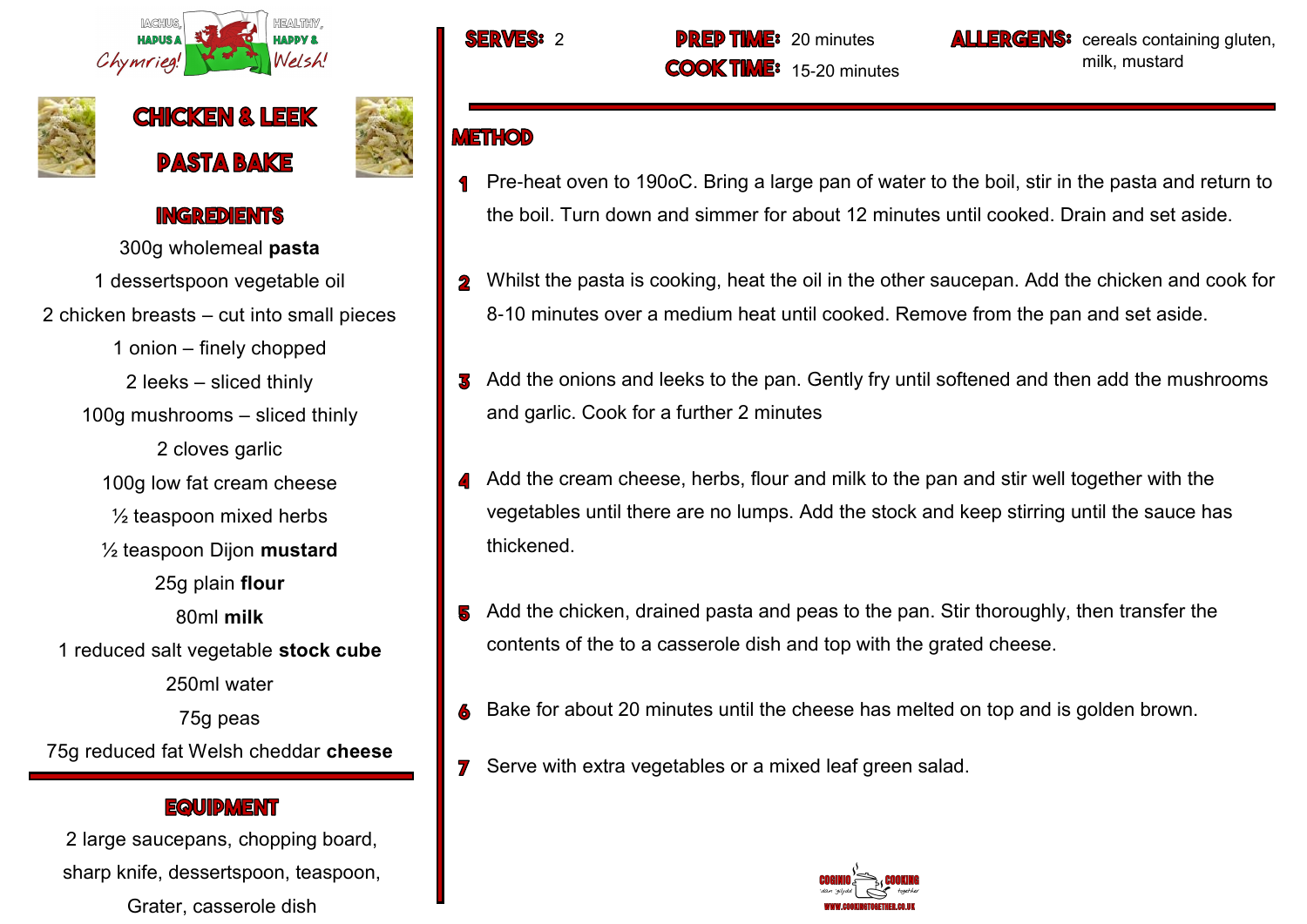IACHUS, HAPUS A Chymrieg! HEALTHY, HAPPY & Welsh!

# CHICKEN & LEEK PASTA BAKE

## INGREDIENTS

300g wholemeal **pasta**

1 dessertspoon vegetable oil

2 chicken breasts – cut into small pieces

1 onion – finely chopped

2 leeks – sliced thinly

100g mushrooms – sliced thinly

2 cloves garlic

100g low fat cream cheese

½ teaspoon mixed herbs

½ teaspoon Dijon **mustard**

25g plain **flour**

80ml **milk**

1 reduced salt vegetable **stock cube**

250ml water

75g peas

75g reduced fat Welsh cheddar **cheese**

## EQUIPMENT

2 large saucepans, chopping board, sharp knife, dessertspoon, teaspoon, Grater, casserole dish

**SERVES:** 2

**PREP TIME:** 20 minutes

**COOK TIME:** 15-20 minutes

**ALLERGENS:** cereals containing gluten, milk, mustard

## METHOD

1. Pre-heat oven to 190oC. Bring a large pan of water to the boil, stir in the pasta and return to the boil. Turn down and simmer for about 12 minutes until cooked. Drain and set aside.
2. Whilst the pasta is cooking, heat the oil in the other saucepan. Add the chicken and cook for 8-10 minutes over a medium heat until cooked. Remove from the pan and set aside.
3. Add the onions and leeks to the pan. Gently fry until softened and then add the mushrooms and garlic. Cook for a further 2 minutes
4. Add the cream cheese, herbs, flour and milk to the pan and stir well together with the vegetables until there are no lumps. Add the stock and keep stirring until the sauce has thickened.
5. Add the chicken, drained pasta and peas to the pan. Stir thoroughly, then transfer the contents of the to a casserole dish and top with the grated cheese.
6. Bake for about 20 minutes until the cheese has melted on top and is golden brown.
7. Serve with extra vegetables or a mixed leaf green salad.

COGINIO 'dan gilydd COOKING together WWW.COOKINGTOGETHER.CO.UK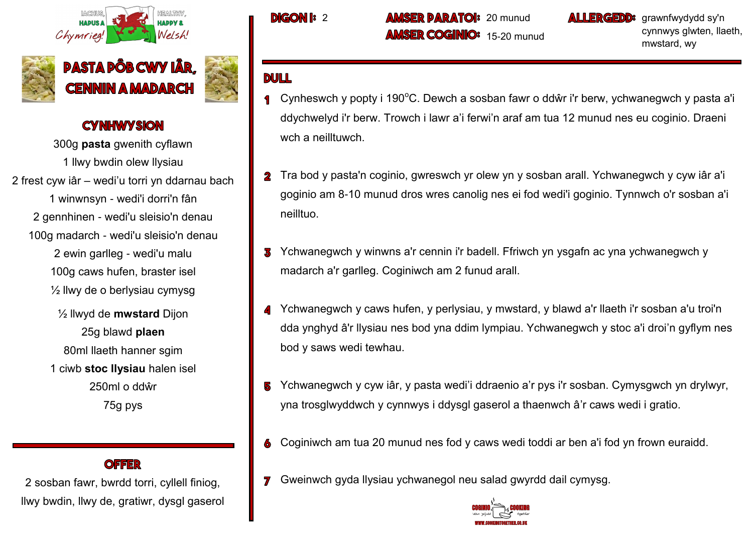# PASTA PÔB CWY IÂR, CENNIN A MADARCH

## CYNHWYSION

300g **pasta** gwenith cyflawn
1 llwy bwdin olew llysiau
2 frest cyw iâr – wedi'u torri yn ddarnau bach
1 winwnsyn - wedi'i dorri'n fân
2 gennhinen - wedi'u sleisio'n denau
100g madarch - wedi'u sleisio'n denau
2 ewin garlleg - wedi'u malu
100g caws hufen, braster isel
½ llwy de o berlysiau cymysg
½ llwyd de **mwstard** Dijon
25g blawd **plaen**
80ml llaeth hanner sgim
1 ciwb **stoc llysiau** halen isel
250ml o ddŵr
75g pys

## OFFER

2 sosban fawr, bwrdd torri, cyllell finiog, llwy bwdin, llwy de, gratiwr, dysgl gaserol

**DIGON I:** 2

**AMSER PARATOI:** 20 munud

**AMSER COGINIO:** 15-20 munud

**ALLERGEDD:** grawnfwydydd sy'n cynnwys glwten, llaeth, mwstard, wy

## DULL

1. Cynheswch y popty i 190°C. Dewch a sosban fawr o ddŵr i'r berw, ychwanegwch y pasta a'i ddychwelyd i'r berw. Trowch i lawr a'i ferwi'n araf am tua 12 munud nes eu coginio. Draeni wch a neilltuwch.

2. Tra bod y pasta'n coginio, gwreswch yr olew yn y sosban arall. Ychwanegwch y cyw iâr a'i goginio am 8-10 munud dros wres canolig nes ei fod wedi'i goginio. Tynnwch o'r sosban a'i neilltuo.

3. Ychwanegwch y winwns a'r cennin i'r badell. Ffriwch yn ysgafn ac yna ychwanegwch y madarch a'r garlleg. Coginiwch am 2 funud arall.

4. Ychwanegwch y caws hufen, y perlysiau, y mwstard, y blawd a'r llaeth i'r sosban a'u troi'n dda ynghyd â'r llysiau nes bod yna ddim lympiau. Ychwanegwch y stoc a'i droi'n gyflym nes bod y saws wedi tewhau.

5. Ychwanegwch y cyw iâr, y pasta wedi'i ddraenio a'r pys i'r sosban. Cymysgwch yn drylwyr, yna trosglwyddwch y cynnwys i ddysgl gaserol a thaenwch â'r caws wedi i gratio.

6. Coginiwch am tua 20 munud nes fod y caws wedi toddi ar ben a'i fod yn frown euraidd.

7. Gweinwch gyda llysiau ychwanegol neu salad gwyrdd dail cymysg.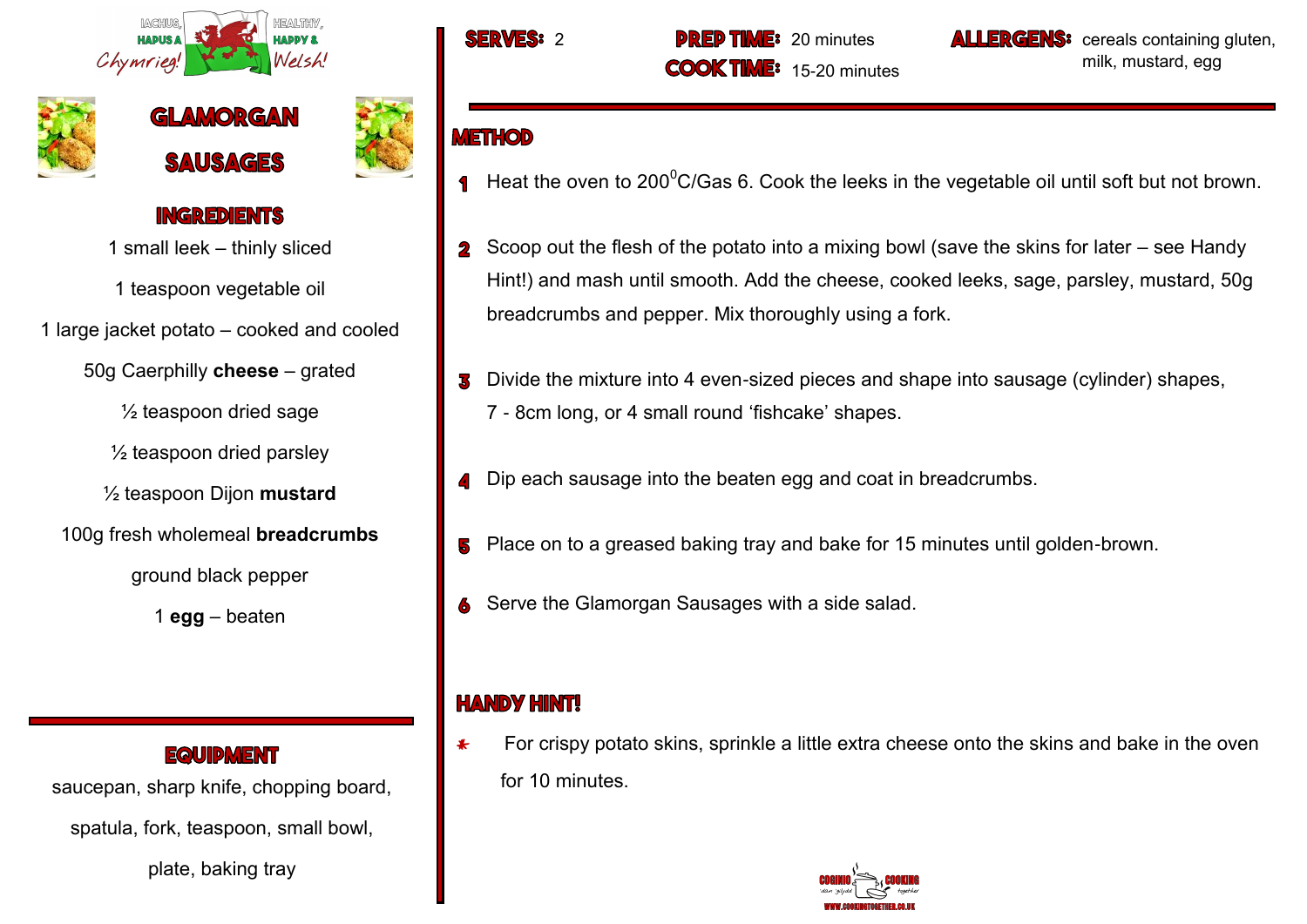# Glamorgan Sausages

## Ingredients

1 small leek – thinly sliced

1 teaspoon vegetable oil

1 large jacket potato – cooked and cooled

50g Caerphilly **cheese** – grated

½ teaspoon dried sage

½ teaspoon dried parsley

½ teaspoon Dijon **mustard**

100g fresh wholemeal **breadcrumbs**

ground black pepper

1 **egg** – beaten

## Equipment

saucepan, sharp knife, chopping board, spatula, fork, teaspoon, small bowl, plate, baking tray

**SERVES:** 2

**PREP TIME:** 20 minutes

**COOK TIME:** 15-20 minutes

**ALLERGENS:** cereals containing gluten, milk, mustard, egg

## Method

1. Heat the oven to 200$^0$C/Gas 6. Cook the leeks in the vegetable oil until soft but not brown.
2. Scoop out the flesh of the potato into a mixing bowl (save the skins for later – see Handy Hint!) and mash until smooth. Add the cheese, cooked leeks, sage, parsley, mustard, 50g breadcrumbs and pepper. Mix thoroughly using a fork.
3. Divide the mixture into 4 even-sized pieces and shape into sausage (cylinder) shapes, 7 - 8cm long, or 4 small round 'fishcake' shapes.
4. Dip each sausage into the beaten egg and coat in breadcrumbs.
5. Place on to a greased baking tray and bake for 15 minutes until golden-brown.
6. Serve the Glamorgan Sausages with a side salad.

## Handy Hint!

* For crispy potato skins, sprinkle a little extra cheese onto the skins and bake in the oven for 10 minutes.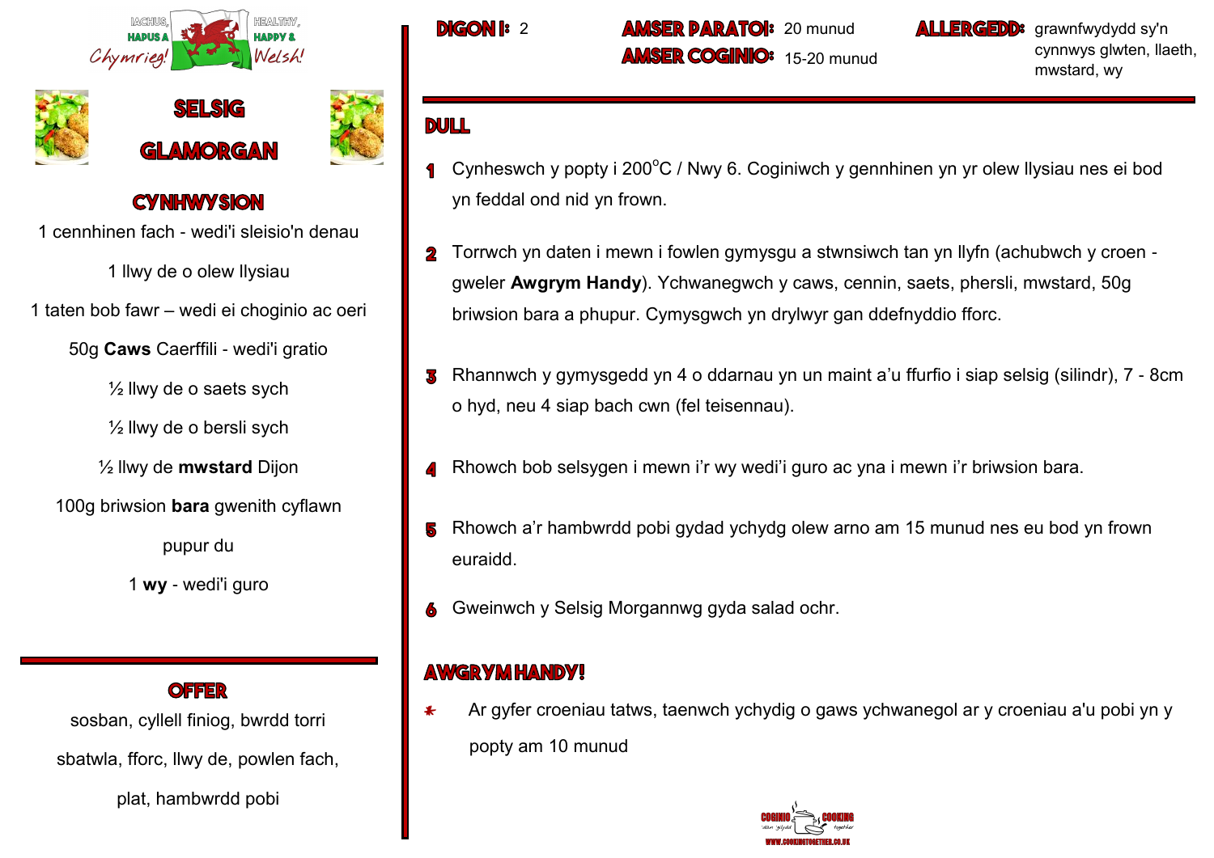# SELSIG GLAMORGAN

## CYNHWYSION

1 cennhinen fach - wedi'i sleisio'n denau

1 llwy de o olew llysiau

1 taten bob fawr – wedi ei choginio ac oeri

50g **Caws** Caerffili - wedi'i gratio

½ llwy de o saets sych

½ llwy de o bersli sych

½ llwy de **mwstard** Dijon

100g briwsion **bara** gwenith cyflawn

pupur du

1 **wy** - wedi'i guro

## OFFER

sosban, cyllell finiog, bwrdd torri

sbatwla, fforc, llwy de, powlen fach,

plat, hambwrdd pobi

**DIGON I:** 2

**AMSER PARATOI:** 20 munud

**AMSER COGINIO:** 15-20 munud

**ALLERGEDD:** grawnfwydydd sy'n cynnwys glwten, llaeth, mwstard, wy

## DULL

1. Cynheswch y popty i 200°C / Nwy 6. Coginiwch y gennhinen yn yr olew llysiau nes ei bod yn feddal ond nid yn frown.
2. Torrwch yn daten i mewn i fowlen gymysgu a stwnsiwch tan yn llyfn (achubwch y croen - gweler **Awgrym Handy**). Ychwanegwch y caws, cennin, saets, phersli, mwstard, 50g briwsion bara a phupur. Cymysgwch yn drylwyr gan ddefnyddio fforc.
3. Rhannwch y gymysgedd yn 4 o ddarnau yn un maint a'u ffurfio i siap selsig (silindr), 7 - 8cm o hyd, neu 4 siap bach cwn (fel teisennau).
4. Rhowch bob selsygen i mewn i'r wy wedi'i guro ac yna i mewn i'r briwsion bara.
5. Rhowch a'r hambwrdd pobi gydad ychydg olew arno am 15 munud nes eu bod yn frown euraidd.
6. Gweinwch y Selsig Morgannwg gyda salad ochr.

## AWGRYM HANDY!

- Ar gyfer croeniau tatws, taenwch ychydig o gaws ychwanegol ar y croeniau a'u pobi yn y popty am 10 munud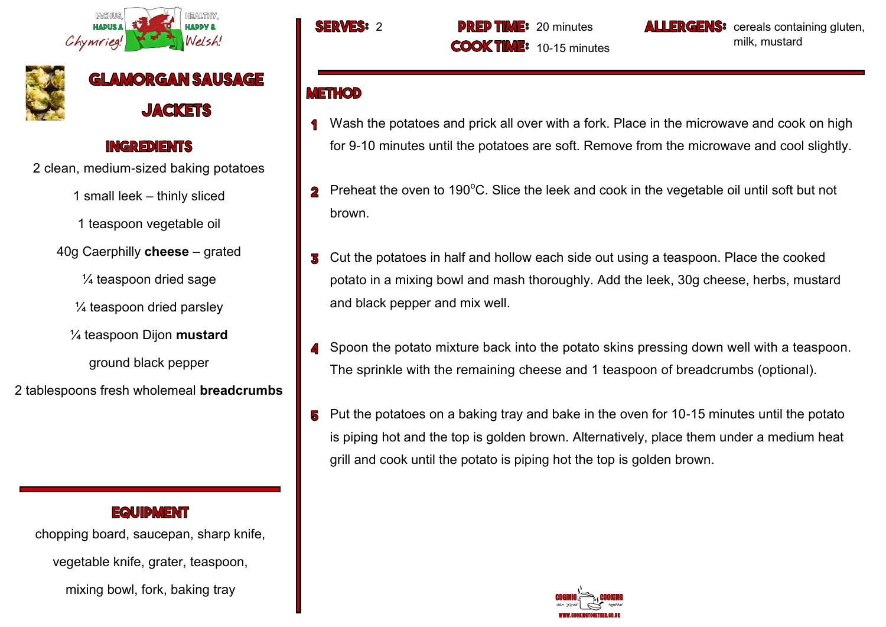# GLAMORGAN SAUSAGE JACKETS

**SERVES:** 2

**PREP TIME:** 20 minutes

**COOK TIME:** 10-15 minutes

**ALLERGENS:** cereals containing gluten, milk, mustard

## INGREDIENTS

2 clean, medium-sized baking potatoes

1 small leek – thinly sliced

1 teaspoon vegetable oil

40g Caerphilly **cheese** – grated

¼ teaspoon dried sage

¼ teaspoon dried parsley

¼ teaspoon Dijon **mustard**

ground black pepper

2 tablespoons fresh wholemeal **breadcrumbs**

## EQUIPMENT

chopping board, saucepan, sharp knife, vegetable knife, grater, teaspoon, mixing bowl, fork, baking tray

## METHOD

1. Wash the potatoes and prick all over with a fork. Place in the microwave and cook on high for 9-10 minutes until the potatoes are soft. Remove from the microwave and cool slightly.

2. Preheat the oven to 190°C. Slice the leek and cook in the vegetable oil until soft but not brown.

3. Cut the potatoes in half and hollow each side out using a teaspoon. Place the cooked potato in a mixing bowl and mash thoroughly. Add the leek, 30g cheese, herbs, mustard and black pepper and mix well.

4. Spoon the potato mixture back into the potato skins pressing down well with a teaspoon. The sprinkle with the remaining cheese and 1 teaspoon of breadcrumbs (optional).

5. Put the potatoes on a baking tray and bake in the oven for 10-15 minutes until the potato is piping hot and the top is golden brown. Alternatively, place them under a medium heat grill and cook until the potato is piping hot the top is golden brown.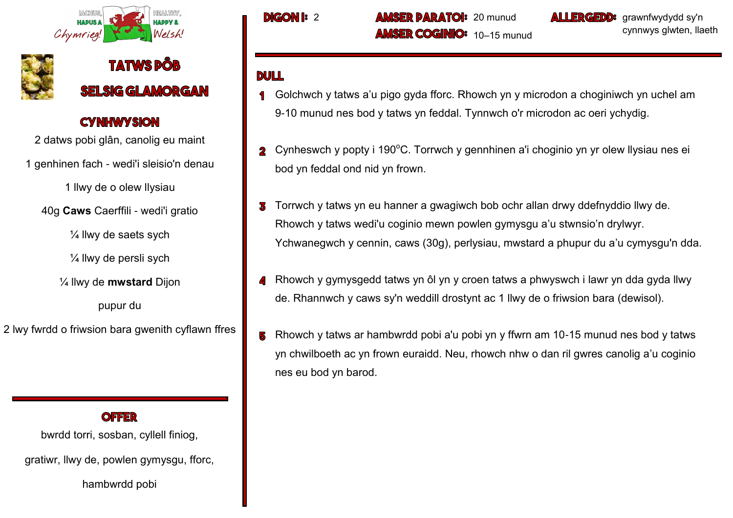Iachus, Hapus a Chymrieg! Healthy, Happy & Welsh!

# TATWS PÔB SELSIG GLAMORGAN

## CYNHWYSION

2 datws pobi glân, canolig eu maint

1 genhinen fach - wedi'i sleisio'n denau

1 llwy de o olew llysiau

40g **Caws** Caerffili - wedi'i gratio

¼ llwy de saets sych

¼ llwy de persli sych

¼ llwy de **mwstard** Dijon

pupur du

2 lwy fwrdd o friwsion bara gwenith cyflawn ffres

## OFFER

bwrdd torri, sosban, cyllell finiog, gratiwr, llwy de, powlen gymysgu, fforc, hambwrdd pobi

**DIGON I:** 2

**AMSER PARATOI:** 20 munud

**AMSER COGINIO:** 10–15 munud

**ALLERGEDD:** grawnfwydydd sy'n cynnwys glwten, llaeth

## DULL

1. Golchwch y tatws a'u pigo gyda fforc. Rhowch yn y microdon a choginiwch yn uchel am 9-10 munud nes bod y tatws yn feddal. Tynnwch o'r microdon ac oeri ychydig.
2. Cynheswch y popty i 190°C. Torrwch y gennhinen a'i choginio yn yr olew llysiau nes ei bod yn feddal ond nid yn frown.
3. Torrwch y tatws yn eu hanner a gwagiwch bob ochr allan drwy ddefnyddio llwy de. Rhowch y tatws wedi'u coginio mewn powlen gymysgu a'u stwnsio'n drylwyr. Ychwanegwch y cennin, caws (30g), perlysiau, mwstard a phupur du a'u cymysgu'n dda.
4. Rhowch y gymysgedd tatws yn ôl yn y croen tatws a phwyswch i lawr yn dda gyda llwy de. Rhannwch y caws sy'n weddill drostynt ac 1 llwy de o friwsion bara (dewisol).
5. Rhowch y tatws ar hambwrdd pobi a'u pobi yn y ffwrn am 10-15 munud nes bod y tatws yn chwilboeth ac yn frown euraidd. Neu, rhowch nhw o dan ril gwres canolig a'u coginio nes eu bod yn barod.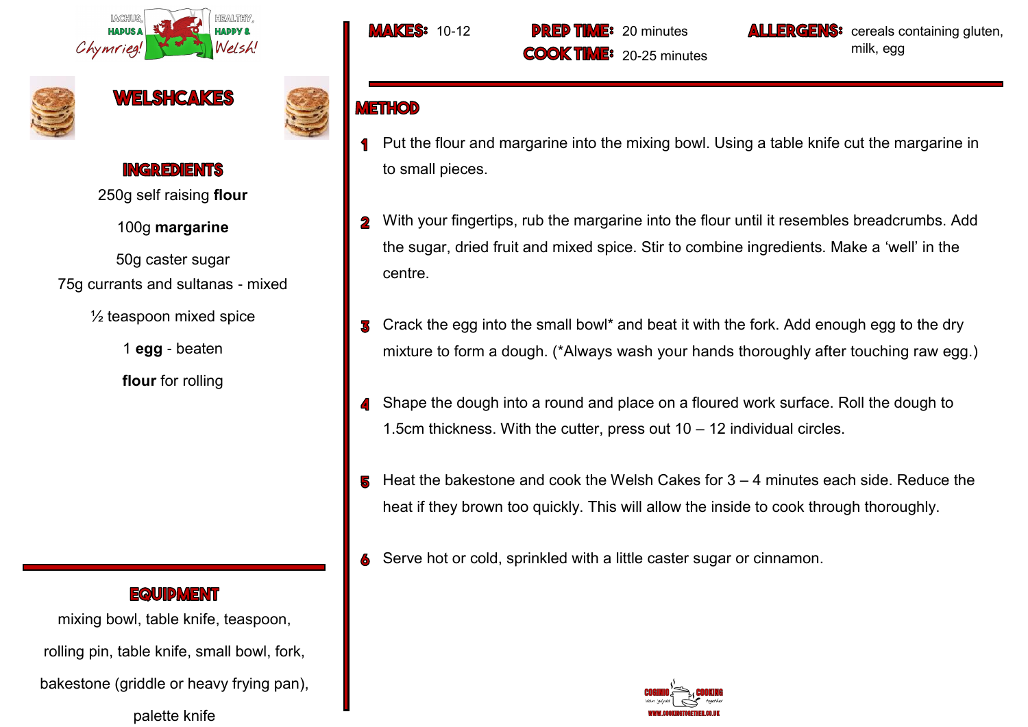IACHUS, HAPUS A Chymraeg! HEALTHY, HAPPY & Welsh!

# WELSHCAKES

## INGREDIENTS

250g self raising **flour**

100g **margarine**

50g caster sugar

75g currants and sultanas - mixed

½ teaspoon mixed spice

1 **egg** - beaten

**flour** for rolling

## EQUIPMENT

mixing bowl, table knife, teaspoon, rolling pin, table knife, small bowl, fork, bakestone (griddle or heavy frying pan), palette knife

**MAKES:** 10-12

**PREP TIME:** 20 minutes

**COOK TIME:** 20-25 minutes

**ALLERGENS:** cereals containing gluten, milk, egg

## METHOD

1. Put the flour and margarine into the mixing bowl. Using a table knife cut the margarine in to small pieces.

2. With your fingertips, rub the margarine into the flour until it resembles breadcrumbs. Add the sugar, dried fruit and mixed spice. Stir to combine ingredients. Make a 'well' in the centre.

3. Crack the egg into the small bowl* and beat it with the fork. Add enough egg to the dry mixture to form a dough. (*Always wash your hands thoroughly after touching raw egg.)

4. Shape the dough into a round and place on a floured work surface. Roll the dough to 1.5cm thickness. With the cutter, press out 10 – 12 individual circles.

5. Heat the bakestone and cook the Welsh Cakes for 3 – 4 minutes each side. Reduce the heat if they brown too quickly. This will allow the inside to cook through thoroughly.

6. Serve hot or cold, sprinkled with a little caster sugar or cinnamon.

COGINIO 'dan glydd COOKING together WWW.COOKINGTOGETHER.CO.UK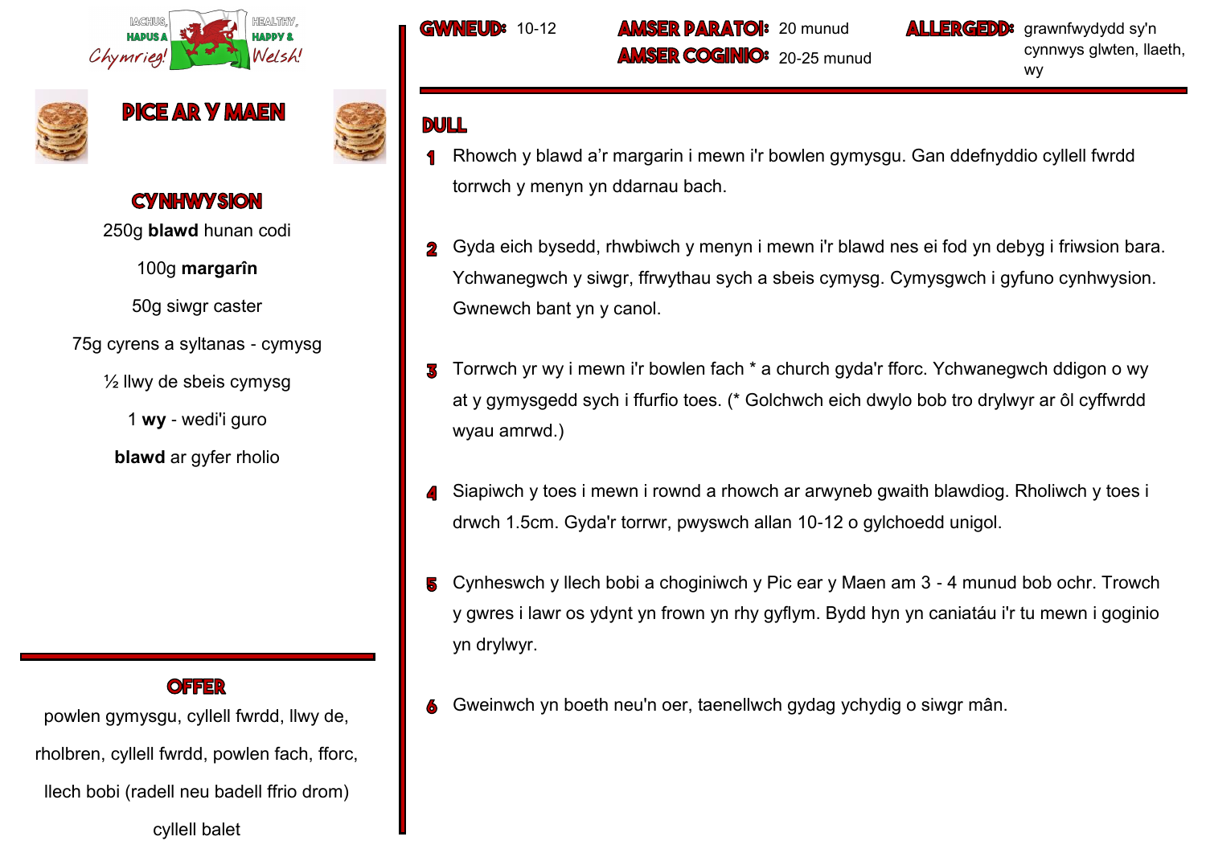IACHUS, HAPUS A Chymrieg! HEALTHY, HAPPY & Welsh!

# PICE AR Y MAEN

## CYNHWYSION

250g **blawd** hunan codi

100g **margarîn**

50g siwgr caster

75g cyrens a syltanas - cymysg

½ llwy de sbeis cymysg

1 **wy** - wedi'i guro

**blawd** ar gyfer rholio

## OFFER

powlen gymysgu, cyllell fwrdd, llwy de, rholbren, cyllell fwrdd, powlen fach, fforc, llech bobi (radell neu badell ffrio drom) cyllell balet

**GWNEUD:** 10-12

**AMSER PARATOI:** 20 munud

**AMSER COGINIO:** 20-25 munud

**ALLERGEDD:** grawnfwydydd sy'n cynnwys glwten, llaeth, wy

## DULL

1. Rhowch y blawd a'r margarin i mewn i'r bowlen gymysgu. Gan ddefnyddio cyllell fwrdd torrwch y menyn yn ddarnau bach.
2. Gyda eich bysedd, rhwbiwch y menyn i mewn i'r blawd nes ei fod yn debyg i friwsion bara. Ychwanegwch y siwgr, ffrwythau sych a sbeis cymysg. Cymysgwch i gyfuno cynhwysion. Gwnewch bant yn y canol.
3. Torrwch yr wy i mewn i'r bowlen fach * a church gyda'r fforc. Ychwanegwch ddigon o wy at y gymysgedd sych i ffurfio toes. (* Golchwch eich dwylo bob tro drylwyr ar ôl cyffwrdd wyau amrwd.)
4. Siapiwch y toes i mewn i rownd a rhowch ar arwyneb gwaith blawdiog. Rholiwch y toes i drwch 1.5cm. Gyda'r torrwr, pwyswch allan 10-12 o gylchoedd unigol.
5. Cynheswch y llech bobi a choginiwch y Pic ear y Maen am 3 - 4 munud bob ochr. Trowch y gwres i lawr os ydynt yn frown yn rhy gyflym. Bydd hyn yn caniatáu i'r tu mewn i goginio yn drylwyr.
6. Gweinwch yn boeth neu'n oer, taenellwch gydag ychydig o siwgr mân.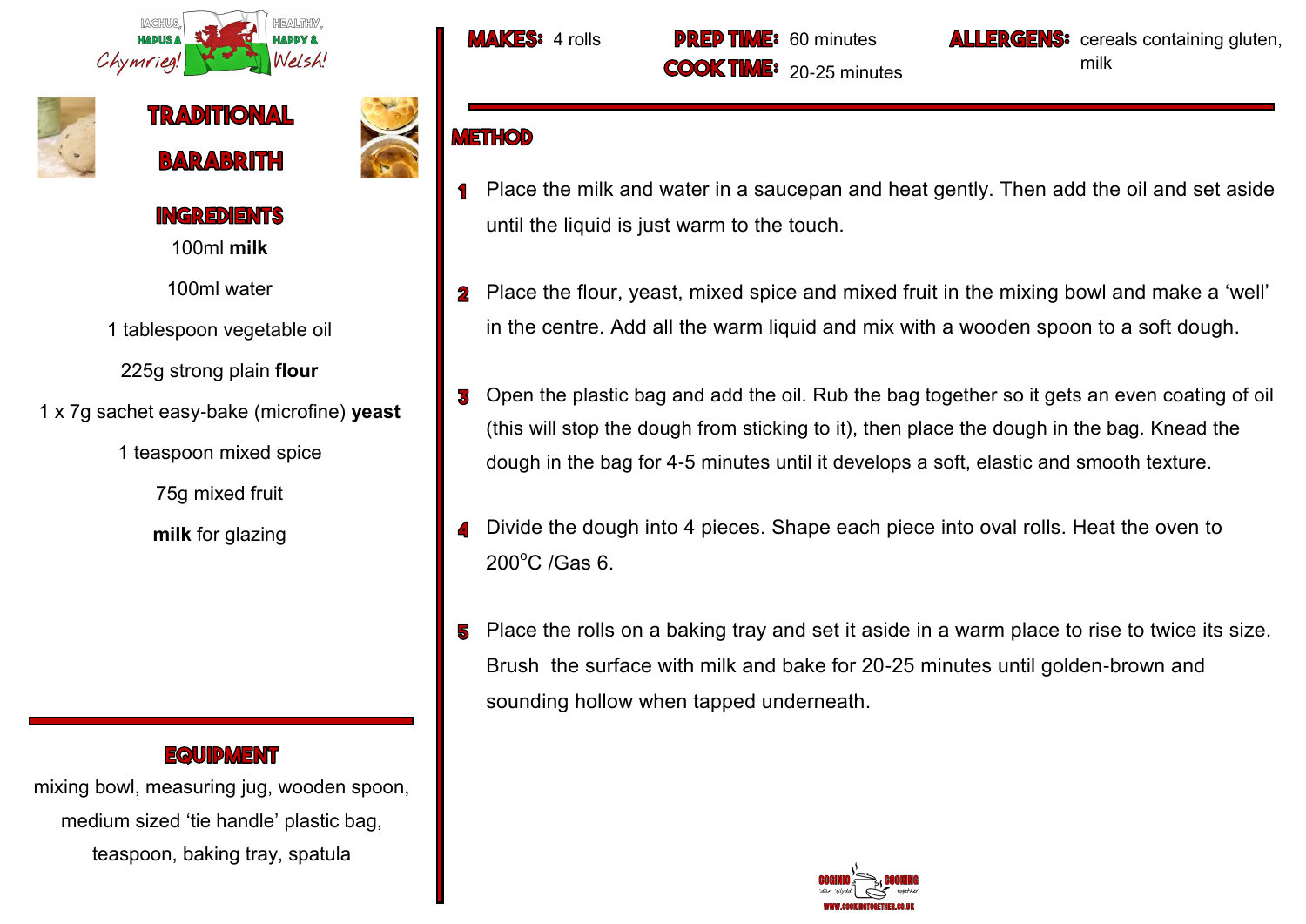IACHUS, HAPUS A Chymrieg! HEALTHY, HAPPY & Welsh!

# TRADITIONAL BARABRITH

## INGREDIENTS

100ml **milk**

100ml water

1 tablespoon vegetable oil

225g strong plain **flour**

1 x 7g sachet easy-bake (microfine) **yeast**

1 teaspoon mixed spice

75g mixed fruit

**milk** for glazing

## EQUIPMENT

mixing bowl, measuring jug, wooden spoon, medium sized 'tie handle' plastic bag, teaspoon, baking tray, spatula

**MAKES:** 4 rolls

**PREP TIME:** 60 minutes

**COOK TIME:** 20-25 minutes

**ALLERGENS:** cereals containing gluten, milk

## METHOD

1. Place the milk and water in a saucepan and heat gently. Then add the oil and set aside until the liquid is just warm to the touch.
2. Place the flour, yeast, mixed spice and mixed fruit in the mixing bowl and make a 'well' in the centre. Add all the warm liquid and mix with a wooden spoon to a soft dough.
3. Open the plastic bag and add the oil. Rub the bag together so it gets an even coating of oil (this will stop the dough from sticking to it), then place the dough in the bag. Knead the dough in the bag for 4-5 minutes until it develops a soft, elastic and smooth texture.
4. Divide the dough into 4 pieces. Shape each piece into oval rolls. Heat the oven to 200°C /Gas 6.
5. Place the rolls on a baking tray and set it aside in a warm place to rise to twice its size. Brush the surface with milk and bake for 20-25 minutes until golden-brown and sounding hollow when tapped underneath.

COGINIO 'dan gilydd COOKING together
WWW.COOKINGTOGETHER.CO.UK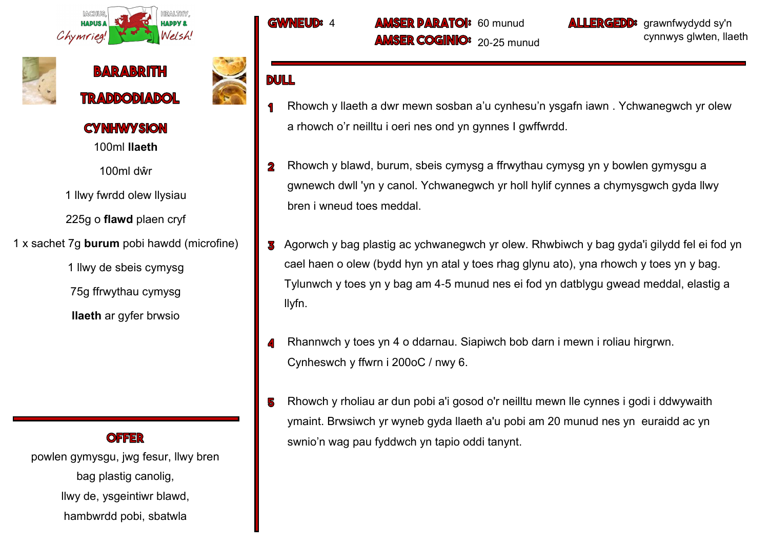IACHUS, HAPUS A Chymrieg! HEALTHY, HAPPY & Welsh!

# BARABRITH TRADDODIADOL

## CYNHWYSION

100ml **llaeth**

100ml dŵr

1 llwy fwrdd olew llysiau

225g o **flawd** plaen cryf

1 x sachet 7g **burum** pobi hawdd (microfine)

1 llwy de sbeis cymysg

75g ffrwythau cymysg

**llaeth** ar gyfer brwsio

## OFFER

powlen gymysgu, jwg fesur, llwy bren

bag plastig canolig,

llwy de, ysgeintiwr blawd,

hambwrdd pobi, sbatwla

**GWNEUD:** 4

**AMSER PARATOI:** 60 munud

**AMSER COGINIO:** 20-25 munud

**ALLERGEDD:** grawnfwydydd sy'n cynnwys glwten, llaeth

## DULL

1. Rhowch y llaeth a dwr mewn sosban a'u cynhesu'n ysgafn iawn . Ychwanegwch yr olew a rhowch o'r neilltu i oeri nes ond yn gynnes I gwffwrdd.

2. Rhowch y blawd, burum, sbeis cymysg a ffrwythau cymysg yn y bowlen gymysgu a gwnewch dwll 'yn y canol. Ychwanegwch yr holl hylif cynnes a chymysgwch gyda llwy bren i wneud toes meddal.

3. Agorwch y bag plastig ac ychwanegwch yr olew. Rhwbiwch y bag gyda'i gilydd fel ei fod yn cael haen o olew (bydd hyn yn atal y toes rhag glynu ato), yna rhowch y toes yn y bag. Tylunwch y toes yn y bag am 4-5 munud nes ei fod yn datblygu gwead meddal, elastig a llyfn.

4. Rhannwch y toes yn 4 o ddarnau. Siapiwch bob darn i mewn i roliau hirgrwn. Cynheswch y ffwrn i 200oC / nwy 6.

5. Rhowch y rholiau ar dun pobi a'i gosod o'r neilltu mewn lle cynnes i godi i ddwywaith ymaint. Brwsiwch yr wyneb gyda llaeth a'u pobi am 20 munud nes yn euraidd ac yn swnio'n wag pau fyddwch yn tapio oddi tanynt.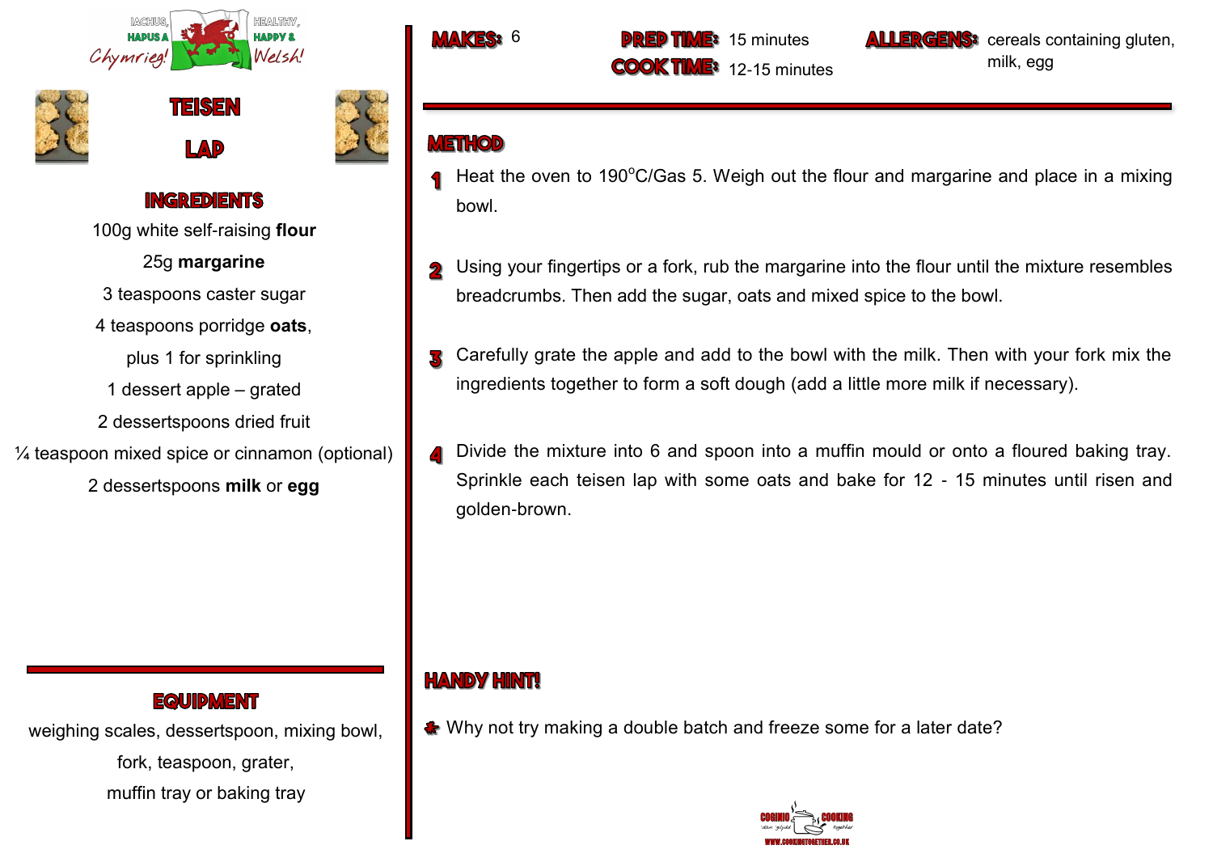IACHUS, HAPUS A *Chymrieg!* HEALTHY, HAPPY & *Welsh!*

# TEISEN LAP

## INGREDIENTS

100g white self-raising **flour**

25g **margarine**

3 teaspoons caster sugar

4 teaspoons porridge **oats**,

plus 1 for sprinkling

1 dessert apple – grated

2 dessertspoons dried fruit

¼ teaspoon mixed spice or cinnamon (optional)

2 dessertspoons **milk** or **egg**

## EQUIPMENT

weighing scales, dessertspoon, mixing bowl, fork, teaspoon, grater, muffin tray or baking tray

**MAKES:** 6

**PREP TIME:** 15 minutes

**COOK TIME:** 12-15 minutes

**ALLERGENS:** cereals containing gluten, milk, egg

## METHOD

1. Heat the oven to 190°C/Gas 5. Weigh out the flour and margarine and place in a mixing bowl.

2. Using your fingertips or a fork, rub the margarine into the flour until the mixture resembles breadcrumbs. Then add the sugar, oats and mixed spice to the bowl.

3. Carefully grate the apple and add to the bowl with the milk. Then with your fork mix the ingredients together to form a soft dough (add a little more milk if necessary).

4. Divide the mixture into 6 and spoon into a muffin mould or onto a floured baking tray. Sprinkle each teisen lap with some oats and bake for 12 - 15 minutes until risen and golden-brown.

## HANDY HINT!

- Why not try making a double batch and freeze some for a later date?

COGINIO 'dan gilydd COOKING together WWW.COOKINGTOGETHER.CO.UK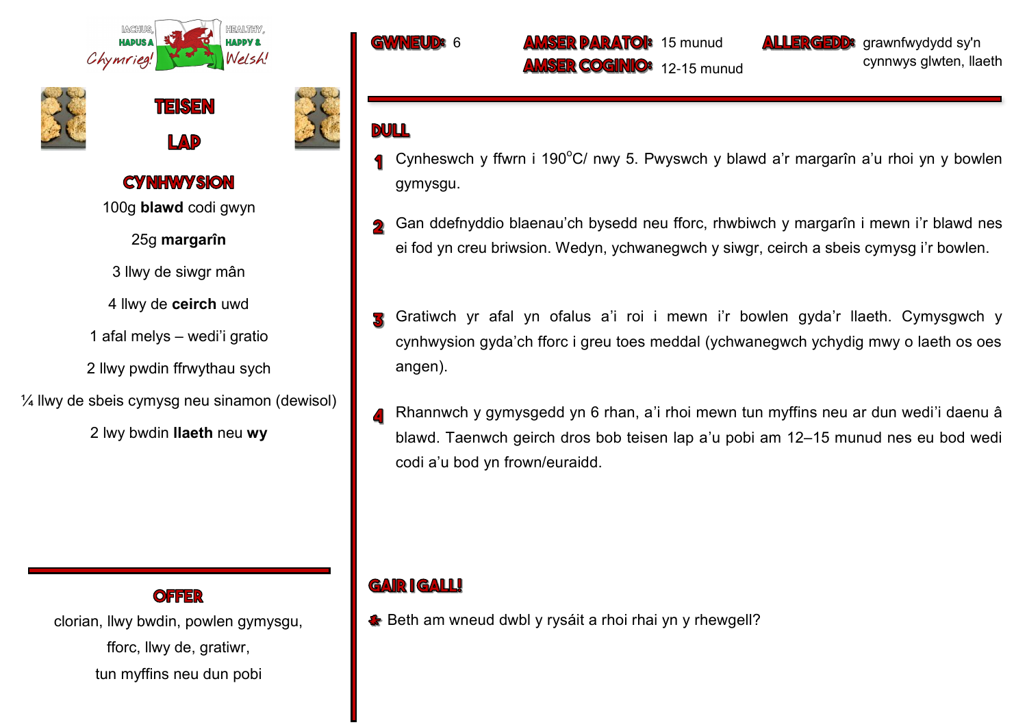IACHUS, HAPUS A Chymrieg! HEALTHY, HAPPY & Welsh!

# TEISEN LAP

## CYNHWYSION

100g **blawd** codi gwyn

25g **margarîn**

3 llwy de siwgr mân

4 llwy de **ceirch** uwd

1 afal melys – wedi'i gratio

2 llwy pwdin ffrwythau sych

¼ llwy de sbeis cymysg neu sinamon (dewisol)

2 lwy bwdin **llaeth** neu **wy**

## OFFER

clorian, llwy bwdin, powlen gymysgu,
fforc, llwy de, gratiwr,
tun myffins neu dun pobi

**GWNEUD:** 6

**AMSER PARATOI:** 15 munud

**AMSER COGINIO:** 12-15 munud

**ALLERGEDD:** grawnfwydydd sy'n cynnwys glwten, llaeth

## DULL

1. Cynheswch y ffwrn i 190°C/ nwy 5. Pwyswch y blawd a'r margarîn a'u rhoi yn y bowlen gymysgu.
2. Gan ddefnyddio blaenau'ch bysedd neu fforc, rhwbiwch y margarîn i mewn i'r blawd nes ei fod yn creu briwsion. Wedyn, ychwanegwch y siwgr, ceirch a sbeis cymysg i'r bowlen.
3. Gratiwch yr afal yn ofalus a'i roi i mewn i'r bowlen gyda'r llaeth. Cymysgwch y cynhwysion gyda'ch fforc i greu toes meddal (ychwanegwch ychydig mwy o laeth os oes angen).
4. Rhannwch y gymysgedd yn 6 rhan, a'i rhoi mewn tun myffins neu ar dun wedi'i daenu â blawd. Taenwch geirch dros bob teisen lap a'u pobi am 12–15 munud nes eu bod wedi codi a'u bod yn frown/euraidd.

## GAIR I GALL!

- Beth am wneud dwbl y rysáit a rhoi rhai yn y rhewgell?